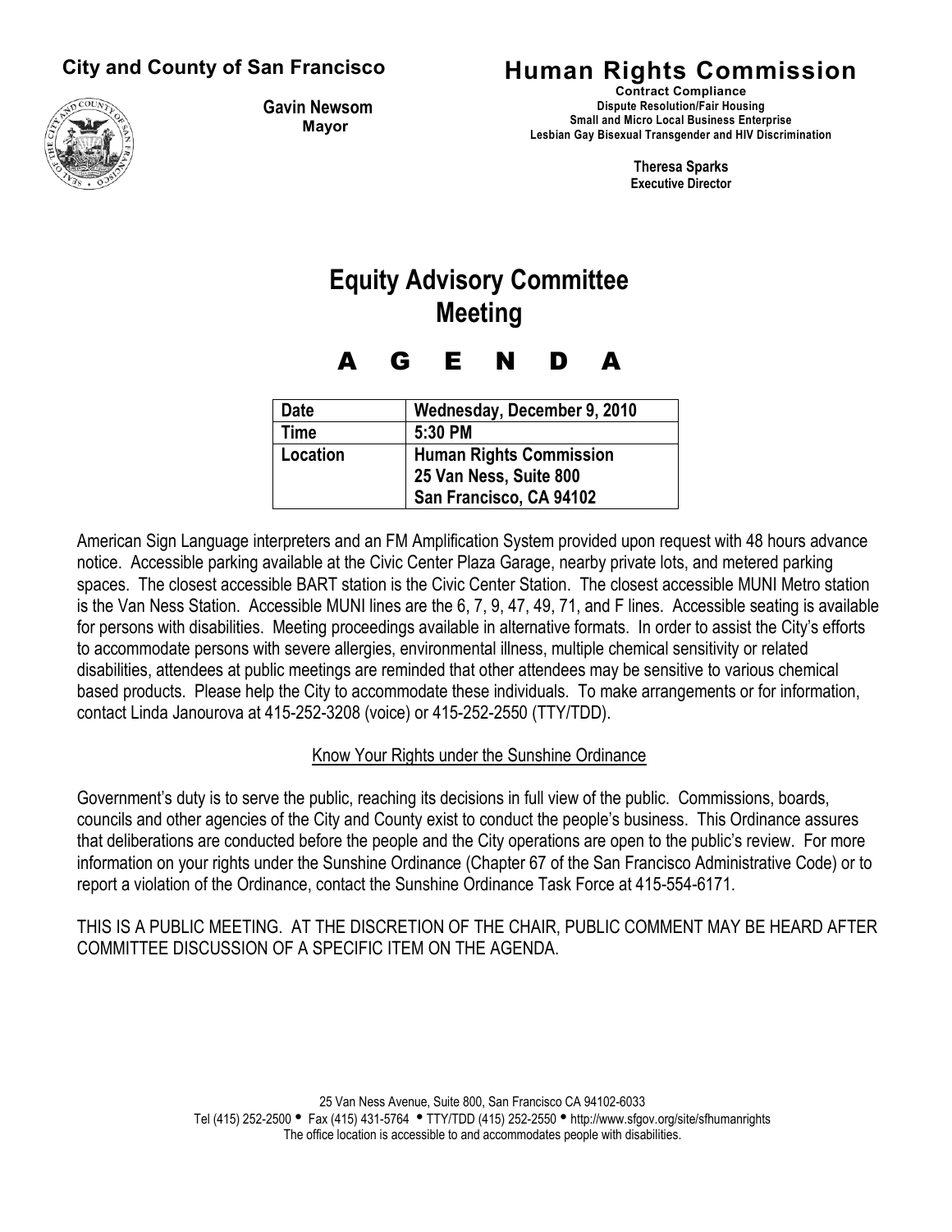**City and County of San Francisco**

**Gavin Newsom**
**Mayor**

# Human Rights Commission

**Contract Compliance**
**Dispute Resolution/Fair Housing**
**Small and Micro Local Business Enterprise**
**Lesbian Gay Bisexual Transgender and HIV Discrimination**

**Theresa Sparks**
**Executive Director**

# Equity Advisory Committee Meeting

# A G E N D A

| Date | Wednesday, December 9, 2010 |
|---|---|
| Time | 5:30 PM |
| Location | Human Rights Commission<br>25 Van Ness, Suite 800<br>San Francisco, CA 94102 |

American Sign Language interpreters and an FM Amplification System provided upon request with 48 hours advance notice. Accessible parking available at the Civic Center Plaza Garage, nearby private lots, and metered parking spaces. The closest accessible BART station is the Civic Center Station. The closest accessible MUNI Metro station is the Van Ness Station. Accessible MUNI lines are the 6, 7, 9, 47, 49, 71, and F lines. Accessible seating is available for persons with disabilities. Meeting proceedings available in alternative formats. In order to assist the City's efforts to accommodate persons with severe allergies, environmental illness, multiple chemical sensitivity or related disabilities, attendees at public meetings are reminded that other attendees may be sensitive to various chemical based products. Please help the City to accommodate these individuals. To make arrangements or for information, contact Linda Janourova at 415-252-3208 (voice) or 415-252-2550 (TTY/TDD).

Know Your Rights under the Sunshine Ordinance

Government's duty is to serve the public, reaching its decisions in full view of the public. Commissions, boards, councils and other agencies of the City and County exist to conduct the people's business. This Ordinance assures that deliberations are conducted before the people and the City operations are open to the public's review. For more information on your rights under the Sunshine Ordinance (Chapter 67 of the San Francisco Administrative Code) or to report a violation of the Ordinance, contact the Sunshine Ordinance Task Force at 415-554-6171.

THIS IS A PUBLIC MEETING. AT THE DISCRETION OF THE CHAIR, PUBLIC COMMENT MAY BE HEARD AFTER COMMITTEE DISCUSSION OF A SPECIFIC ITEM ON THE AGENDA.

25 Van Ness Avenue, Suite 800, San Francisco CA 94102-6033
Tel (415) 252-2500 • Fax (415) 431-5764 • TTY/TDD (415) 252-2550 • http://www.sfgov.org/site/sfhumanrights
The office location is accessible to and accommodates people with disabilities.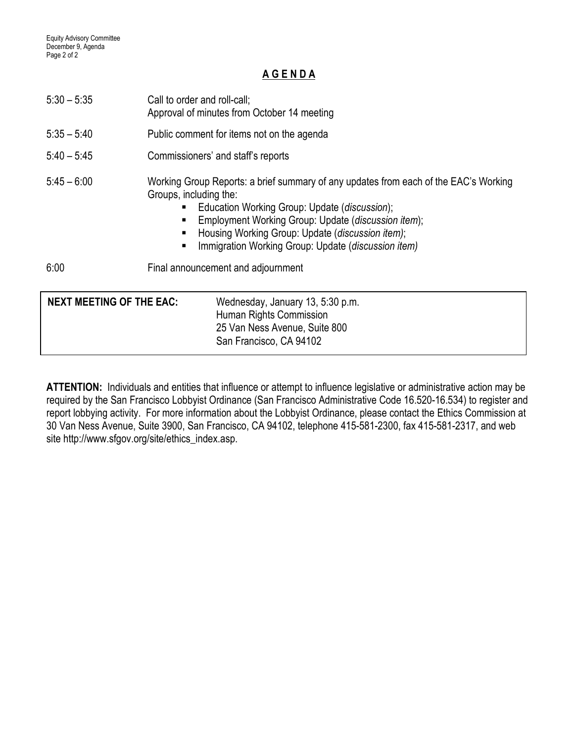## A G E N D A

| | |
|---|---|
| 5:30 – 5:35 | Call to order and roll-call;<br>Approval of minutes from October 14 meeting |
| 5:35 – 5:40 | Public comment for items not on the agenda |
| 5:40 – 5:45 | Commissioners' and staff's reports |
| 5:45 – 6:00 | Working Group Reports: a brief summary of any updates from each of the EAC's Working Groups, including the:<br>▪ Education Working Group: Update (*discussion*);<br>▪ Employment Working Group: Update (*discussion item*);<br>▪ Housing Working Group: Update (*discussion item)*;<br>▪ Immigration Working Group: Update (*discussion item)* |
| 6:00 | Final announcement and adjournment |

| | |
|---|---|
| **NEXT MEETING OF THE EAC:** | Wednesday, January 13, 5:30 p.m.<br>Human Rights Commission<br>25 Van Ness Avenue, Suite 800<br>San Francisco, CA 94102 |

**ATTENTION:** Individuals and entities that influence or attempt to influence legislative or administrative action may be required by the San Francisco Lobbyist Ordinance (San Francisco Administrative Code 16.520-16.534) to register and report lobbying activity. For more information about the Lobbyist Ordinance, please contact the Ethics Commission at 30 Van Ness Avenue, Suite 3900, San Francisco, CA 94102, telephone 415-581-2300, fax 415-581-2317, and web site http://www.sfgov.org/site/ethics_index.asp.